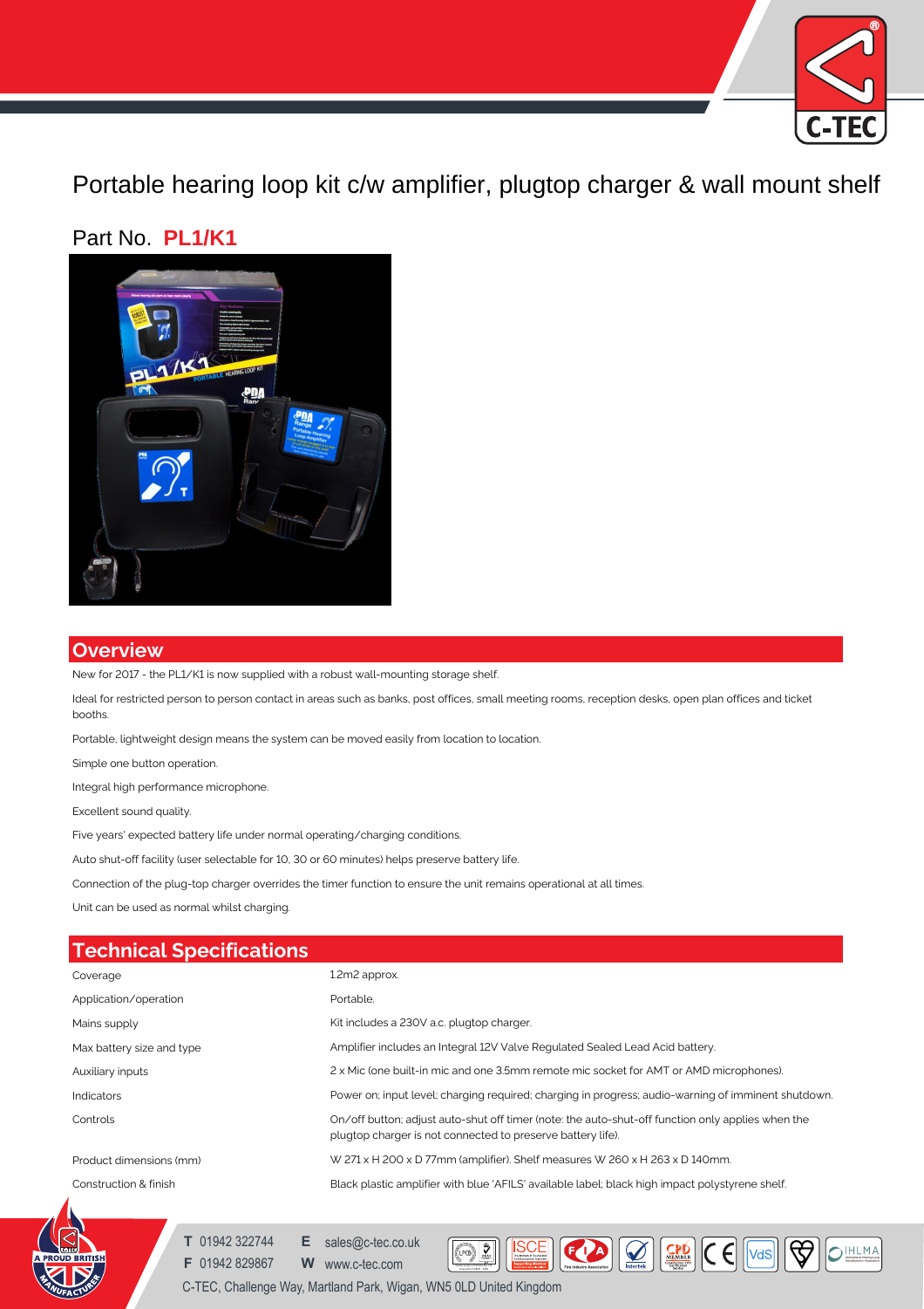# Portable hearing loop kit c/w amplifier, plugtop charger & wall mount shelf

## Part No. **PL1/K1**

## Overview

New for 2017 - the PL1/K1 is now supplied with a robust wall-mounting storage shelf.

Ideal for restricted person to person contact in areas such as banks, post offices, small meeting rooms, reception desks, open plan offices and ticket booths.

Portable, lightweight design means the system can be moved easily from location to location.

Simple one button operation.

Integral high performance microphone.

Excellent sound quality.

Five years' expected battery life under normal operating/charging conditions.

Auto shut-off facility (user selectable for 10, 30 or 60 minutes) helps preserve battery life.

Connection of the plug-top charger overrides the timer function to ensure the unit remains operational at all times.

Unit can be used as normal whilst charging.

## Technical Specifications

| | |
|---|---|
| Coverage | 1.2m2 approx. |
| Application/operation | Portable. |
| Mains supply | Kit includes a 230V a.c. plugtop charger. |
| Max battery size and type | Amplifier includes an Integral 12V Valve Regulated Sealed Lead Acid battery. |
| Auxiliary inputs | 2 x Mic (one built-in mic and one 3.5mm remote mic socket for AMT or AMD microphones). |
| Indicators | Power on; input level; charging required; charging in progress; audio-warning of imminent shutdown. |
| Controls | On/off button; adjust auto-shut off timer (note: the auto-shut-off function only applies when the plugtop charger is not connected to preserve battery life). |
| Product dimensions (mm) | W 271 x H 200 x D 77mm (amplifier). Shelf measures W 260 x H 263 x D 140mm. |
| Construction & finish | Black plastic amplifier with blue 'AFILS' available label; black high impact polystyrene shelf. |

**T** 01942 322744 **E** sales@c-tec.co.uk
**F** 01942 829867 **W** www.c-tec.com
C-TEC, Challenge Way, Martland Park, Wigan, WN5 0LD United Kingdom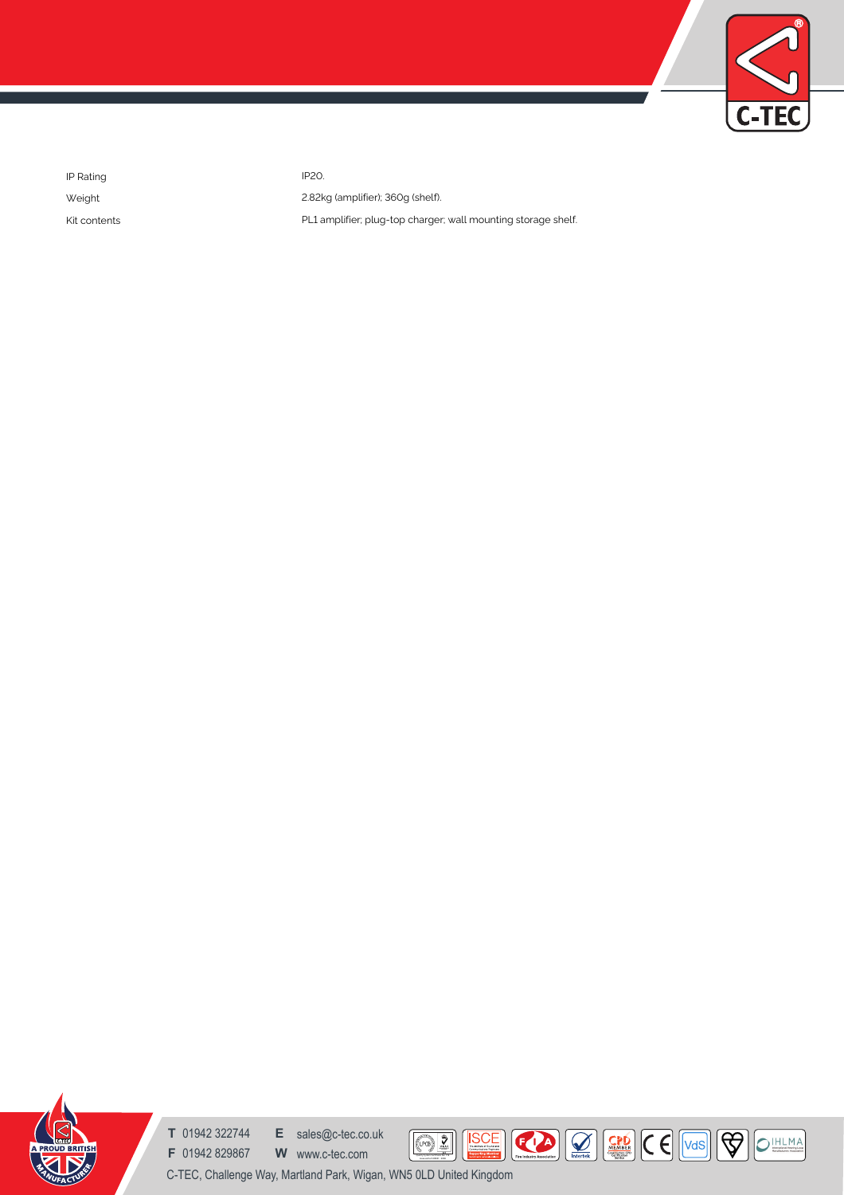| | |
|---|---|
| IP Rating | IP20. |
| Weight | 2.82kg (amplifier); 360g (shelf). |
| Kit contents | PL1 amplifier; plug-top charger; wall mounting storage shelf. |

**T** 01942 322744 **E** sales@c-tec.co.uk
**F** 01942 829867 **W** www.c-tec.com

C-TEC, Challenge Way, Martland Park, Wigan, WN5 0LD United Kingdom